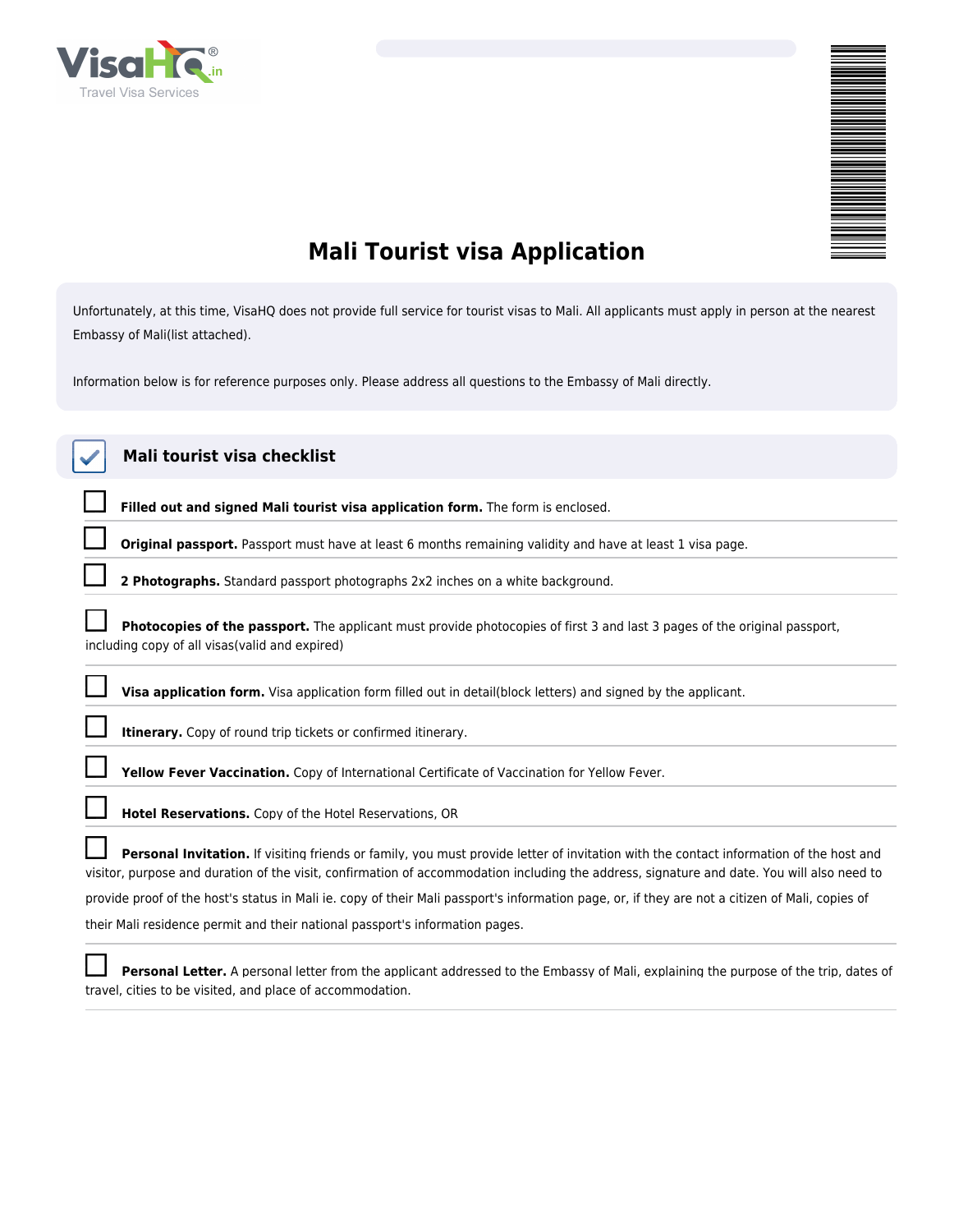# Mali Tourist visa Application

Unfortunately, at this time, VisaHQ does not provide full service for tourist visas to Mali. All applicants must apply in person at the nearest Embassy of Mali(list attached).

Information below is for reference purposes only. Please address all questions to the Embassy of Mali directly.

## Mali tourist visa checklist

- [ ] **Filled out and signed Mali tourist visa application form.** The form is enclosed.
- [ ] **Original passport.** Passport must have at least 6 months remaining validity and have at least 1 visa page.
- [ ] **2 Photographs.** Standard passport photographs 2x2 inches on a white background.
- [ ] **Photocopies of the passport.** The applicant must provide photocopies of first 3 and last 3 pages of the original passport, including copy of all visas(valid and expired)
- [ ] **Visa application form.** Visa application form filled out in detail(block letters) and signed by the applicant.
- [ ] **Itinerary.** Copy of round trip tickets or confirmed itinerary.
- [ ] **Yellow Fever Vaccination.** Copy of International Certificate of Vaccination for Yellow Fever.
- [ ] **Hotel Reservations.** Copy of the Hotel Reservations, OR
- [ ] **Personal Invitation.** If visiting friends or family, you must provide letter of invitation with the contact information of the host and visitor, purpose and duration of the visit, confirmation of accommodation including the address, signature and date. You will also need to provide proof of the host's status in Mali ie. copy of their Mali passport's information page, or, if they are not a citizen of Mali, copies of their Mali residence permit and their national passport's information pages.
- [ ] **Personal Letter.** A personal letter from the applicant addressed to the Embassy of Mali, explaining the purpose of the trip, dates of travel, cities to be visited, and place of accommodation.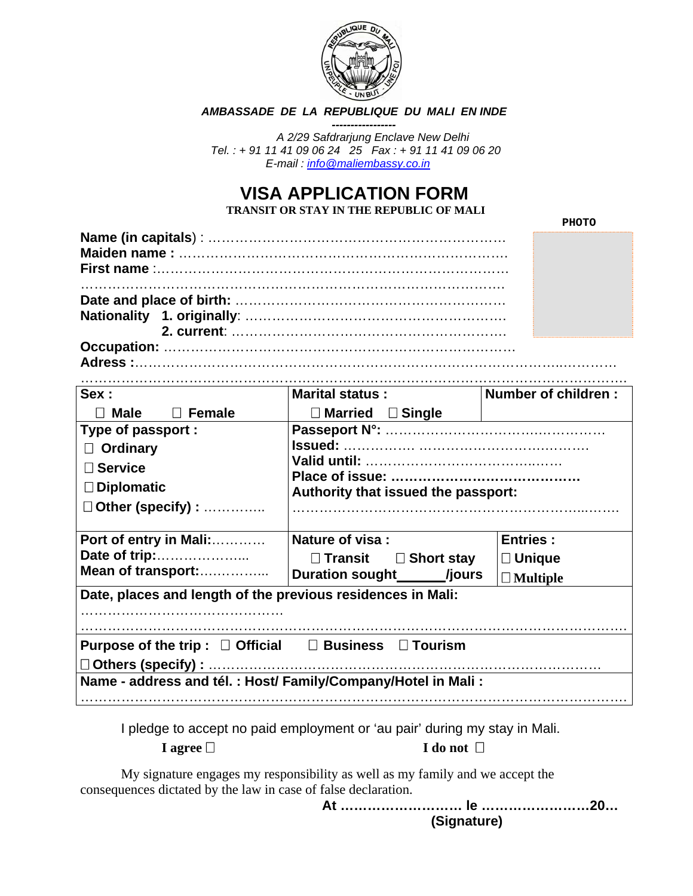*AMBASSADE DE LA REPUBLIQUE DU MALI EN INDE*

*-----------------*

*A 2/29 Safdrarjung Enclave New Delhi*
*Tel. : + 91 11 41 09 06 24 25 Fax : + 91 11 41 09 06 20*
*E-mail : info@maliembassy.co.in*

# VISA APPLICATION FORM

**TRANSIT OR STAY IN THE REPUBLIC OF MALI**

PHOTO

**Name (in capitals)** : ……………………………………………………………
**Maiden name :** ………………………………………………………………….
**First name** :………………………………………………………………………
……………………………………………………………………………………
**Date and place of birth:** …………………………………………………………
**Nationality 1. originally**: …………………………………………………………
**2. current**: ……………………………………………………………
**Occupation:** ………………………………………………………………………
**Adress :**……………………………………………………………………………………………
……………………………………………………………………………………………………………

| | | |
|---|---|---|
| **Sex :** ☐ **Male** ☐ **Female** | **Marital status :** ☐ **Married** ☐ **Single** | **Number of children :** |
| **Type of passport :** ☐ **Ordinary** ☐ **Service** ☐ **Diplomatic** ☐ **Other (specify) :** ………….. | **Passeport N°:** ………………………………………… **Issued:** ……………. ………………………………. **Valid until:** …………………………………… **Place of issue: ………………………………….** **Authority that issued the passport:** …………………………………………………………. | |
| **Port of entry in Mali:**………… **Date of trip:**……………….. **Mean of transport:**………….... | **Nature of visa :** ☐ **Transit** ☐ **Short stay** **Duration sought______/jours** | **Entries :** ☐ **Unique** ☐ **Multiple** |
| **Date, places and length of the previous residences in Mali:** …………………………………… …………………………………………………………………………………………………… | | |
| **Purpose of the trip :** ☐ **Official** ☐ **Business** ☐ **Tourism** ☐ **Others (specify) :** ……………………………………………………………………… | | |
| **Name - address and tél. : Host/ Family/Company/Hotel in Mali :** …………………………………………………………………………………………………… | | |

I pledge to accept no paid employment or 'au pair' during my stay in Mali.

**I agree** ☐ **I do not** ☐

My signature engages my responsibility as well as my family and we accept the consequences dictated by the law in case of false declaration.

**At ……………………… le ……………………20…**

**(Signature)**